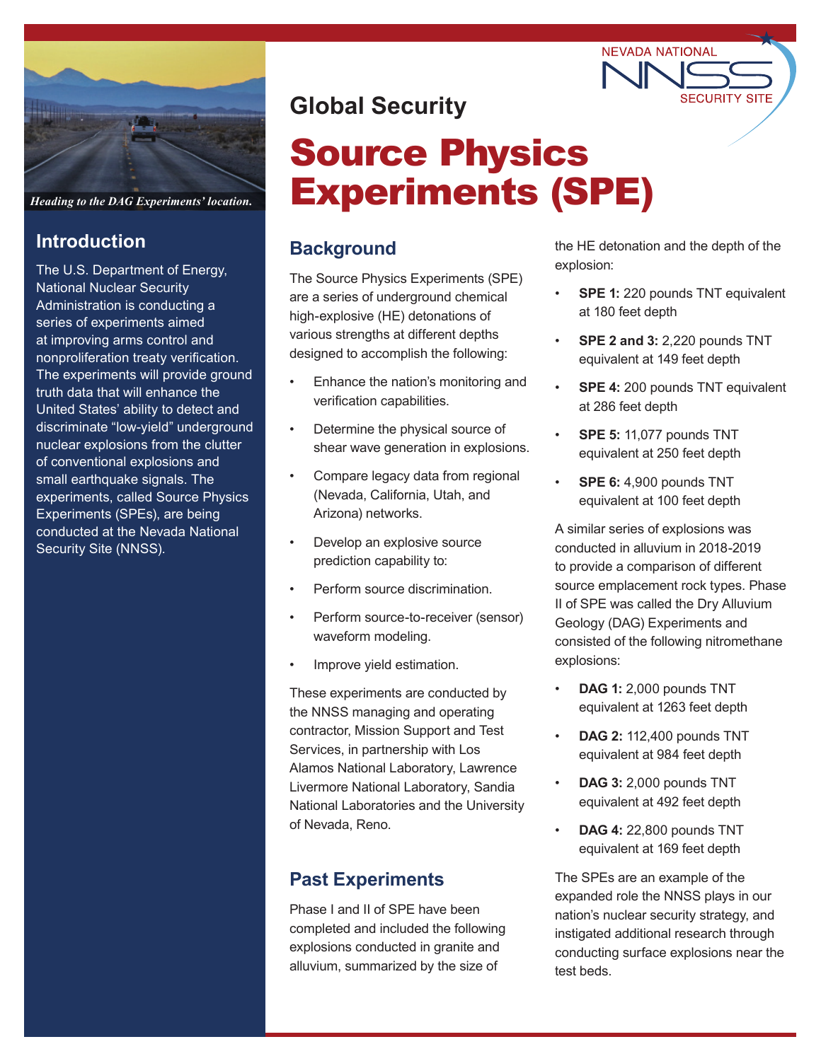Heading to the DAG Experiments' location.

NEVADA NATIONAL NNSS SECURITY SITE

## Global Security

# Source Physics Experiments (SPE)

## Introduction

The U.S. Department of Energy, National Nuclear Security Administration is conducting a series of experiments aimed at improving arms control and nonproliferation treaty verification. The experiments will provide ground truth data that will enhance the United States' ability to detect and discriminate "low-yield" underground nuclear explosions from the clutter of conventional explosions and small earthquake signals. The experiments, called Source Physics Experiments (SPEs), are being conducted at the Nevada National Security Site (NNSS).

## Background

The Source Physics Experiments (SPE) are a series of underground chemical high-explosive (HE) detonations of various strengths at different depths designed to accomplish the following:

- Enhance the nation's monitoring and verification capabilities.
- Determine the physical source of shear wave generation in explosions.
- Compare legacy data from regional (Nevada, California, Utah, and Arizona) networks.
- Develop an explosive source prediction capability to:
- Perform source discrimination.
- Perform source-to-receiver (sensor) waveform modeling.
- Improve yield estimation.

These experiments are conducted by the NNSS managing and operating contractor, Mission Support and Test Services, in partnership with Los Alamos National Laboratory, Lawrence Livermore National Laboratory, Sandia National Laboratories and the University of Nevada, Reno.

## Past Experiments

Phase I and II of SPE have been completed and included the following explosions conducted in granite and alluvium, summarized by the size of the HE detonation and the depth of the explosion:

- **SPE 1:** 220 pounds TNT equivalent at 180 feet depth
- **SPE 2 and 3:** 2,220 pounds TNT equivalent at 149 feet depth
- **SPE 4:** 200 pounds TNT equivalent at 286 feet depth
- **SPE 5:** 11,077 pounds TNT equivalent at 250 feet depth
- **SPE 6:** 4,900 pounds TNT equivalent at 100 feet depth

A similar series of explosions was conducted in alluvium in 2018-2019 to provide a comparison of different source emplacement rock types. Phase II of SPE was called the Dry Alluvium Geology (DAG) Experiments and consisted of the following nitromethane explosions:

- **DAG 1:** 2,000 pounds TNT equivalent at 1263 feet depth
- **DAG 2:** 112,400 pounds TNT equivalent at 984 feet depth
- **DAG 3:** 2,000 pounds TNT equivalent at 492 feet depth
- **DAG 4:** 22,800 pounds TNT equivalent at 169 feet depth

The SPEs are an example of the expanded role the NNSS plays in our nation's nuclear security strategy, and instigated additional research through conducting surface explosions near the test beds.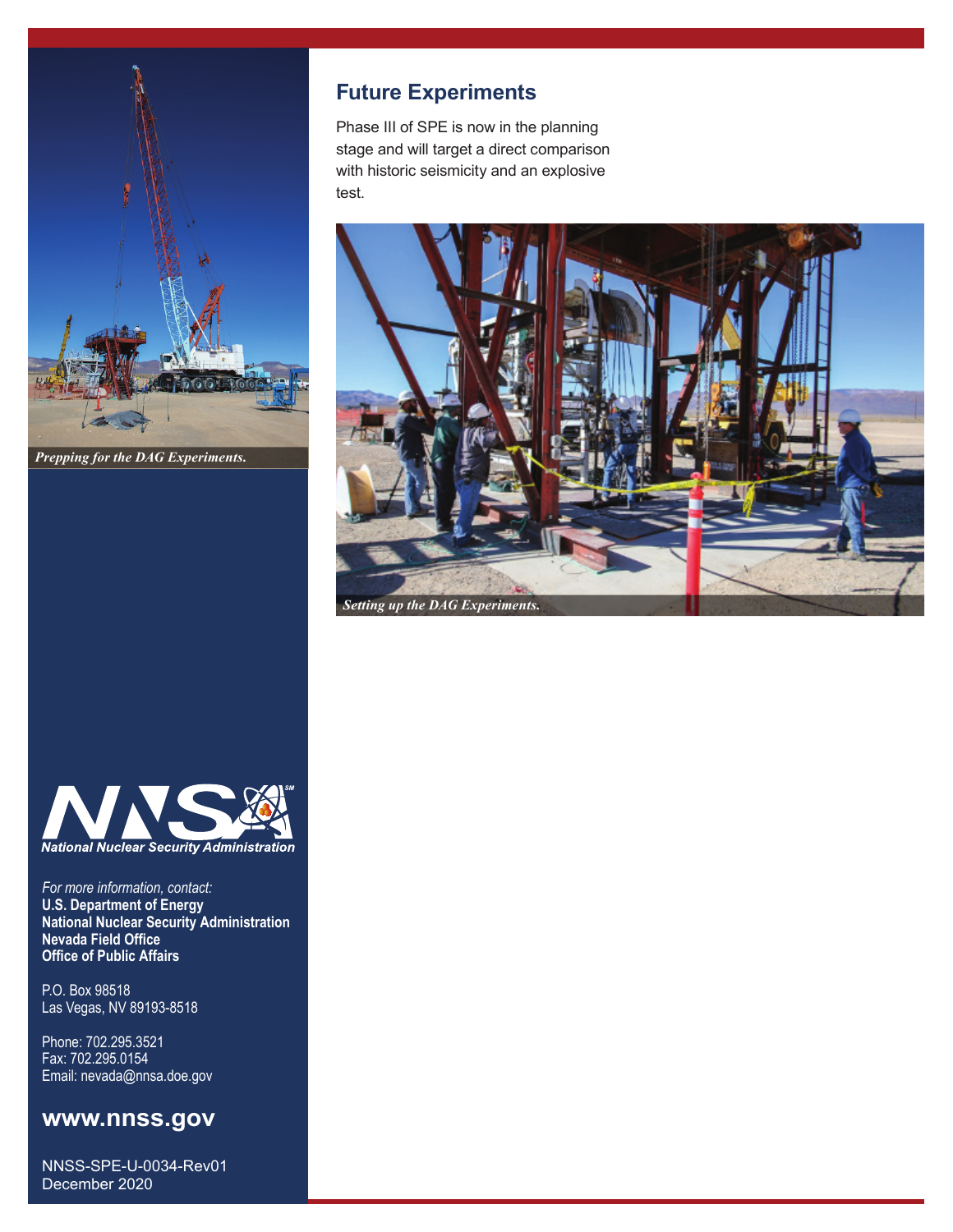## Future Experiments

Phase III of SPE is now in the planning stage and will target a direct comparison with historic seismicity and an explosive test.

*Prepping for the DAG Experiments.*

*Setting up the DAG Experiments.*

National Nuclear Security Administration

*For more information, contact:*
**U.S. Department of Energy**
**National Nuclear Security Administration**
**Nevada Field Office**
**Office of Public Affairs**

P.O. Box 98518
Las Vegas, NV 89193-8518

Phone: 702.295.3521
Fax: 702.295.0154
Email: nevada@nnsa.doe.gov

**www.nnss.gov**

NNSS-SPE-U-0034-Rev01
December 2020